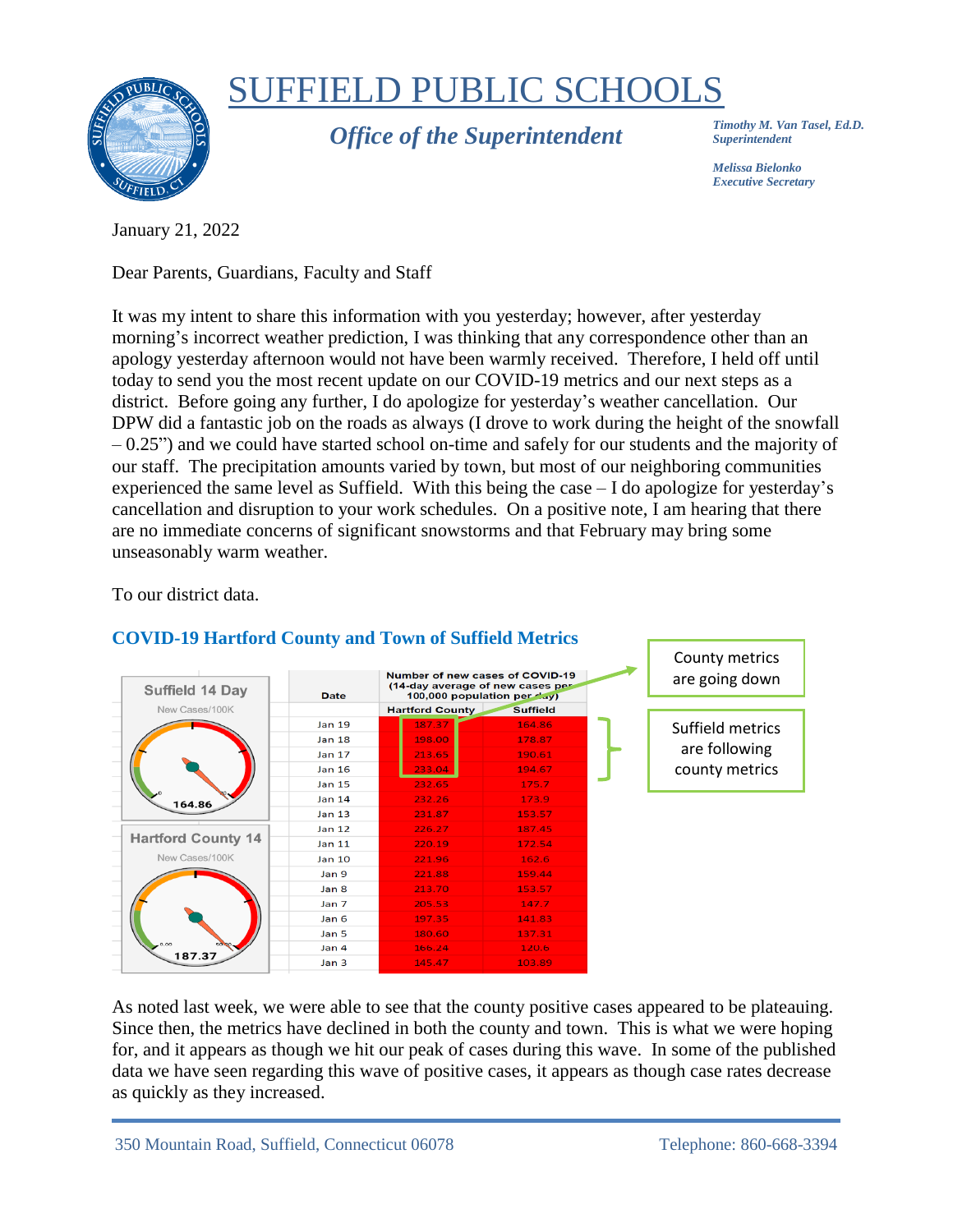# SUFFIELD PUBLIC SCHOOLS

***Office of the Superintendent***

*Timothy M. Van Tasel, Ed.D.*
*Superintendent*

*Melissa Bielonko*
*Executive Secretary*

January 21, 2022

Dear Parents, Guardians, Faculty and Staff

It was my intent to share this information with you yesterday; however, after yesterday morning's incorrect weather prediction, I was thinking that any correspondence other than an apology yesterday afternoon would not have been warmly received. Therefore, I held off until today to send you the most recent update on our COVID-19 metrics and our next steps as a district. Before going any further, I do apologize for yesterday's weather cancellation. Our DPW did a fantastic job on the roads as always (I drove to work during the height of the snowfall – 0.25") and we could have started school on-time and safely for our students and the majority of our staff. The precipitation amounts varied by town, but most of our neighboring communities experienced the same level as Suffield. With this being the case – I do apologize for yesterday's cancellation and disruption to your work schedules. On a positive note, I am hearing that there are no immediate concerns of significant snowstorms and that February may bring some unseasonably warm weather.

To our district data.

## COVID-19 Hartford County and Town of Suffield Metrics

Suffield 14 Day — New Cases/100K: 164.86

Hartford County 14 — New Cases/100K: 187.37

| Date | Number of new cases of COVID-19 (14-day average of new cases per 100,000 population per day) | |
|---|---|---|
| | Hartford County | Suffield |
| Jan 19 | 187.37 | 164.86 |
| Jan 18 | 198.00 | 178.87 |
| Jan 17 | 213.65 | 190.61 |
| Jan 16 | 233.04 | 194.67 |
| Jan 15 | 232.65 | 175.7 |
| Jan 14 | 232.26 | 173.9 |
| Jan 13 | 231.87 | 153.57 |
| Jan 12 | 226.27 | 187.45 |
| Jan 11 | 220.19 | 172.54 |
| Jan 10 | 221.96 | 162.6 |
| Jan 9 | 221.88 | 159.44 |
| Jan 8 | 213.70 | 153.57 |
| Jan 7 | 205.53 | 147.7 |
| Jan 6 | 197.35 | 141.83 |
| Jan 5 | 180.60 | 137.31 |
| Jan 4 | 166.24 | 120.6 |
| Jan 3 | 145.47 | 103.89 |

County metrics are going down

Suffield metrics are following county metrics

As noted last week, we were able to see that the county positive cases appeared to be plateauing. Since then, the metrics have declined in both the county and town. This is what we were hoping for, and it appears as though we hit our peak of cases during this wave. In some of the published data we have seen regarding this wave of positive cases, it appears as though case rates decrease as quickly as they increased.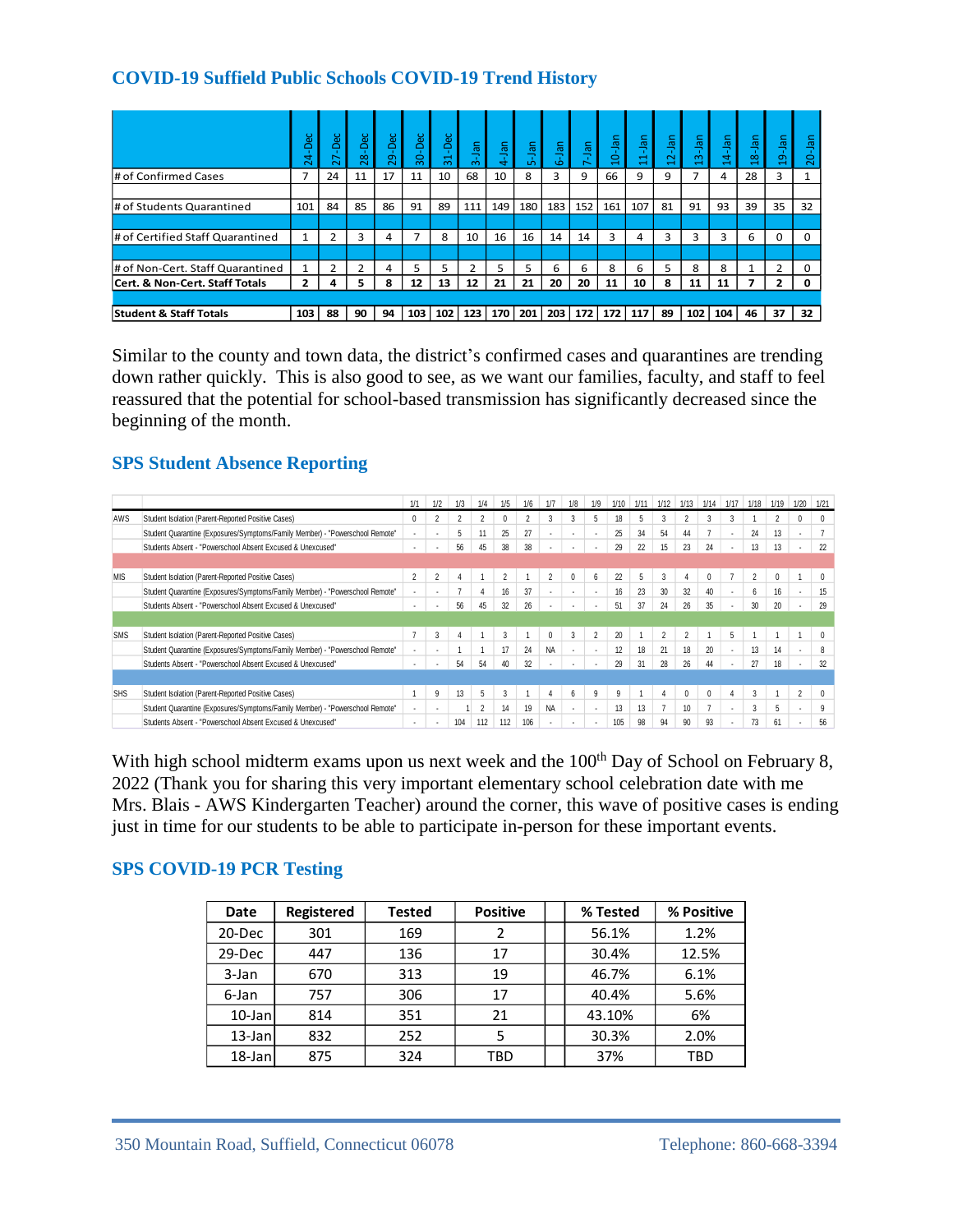## COVID-19 Suffield Public Schools COVID-19 Trend History

| | 24-Dec | 27-Dec | 28-Dec | 29-Dec | 30-Dec | 31-Dec | 3-Jan | 4-Jan | 5-Jan | 6-Jan | 7-Jan | 10-Jan | 11-Jan | 12-Jan | 13-Jan | 14-Jan | 18-Jan | 19-Jan | 20-Jan |
|---|---|---|---|---|---|---|---|---|---|---|---|---|---|---|---|---|---|---|---|
| # of Confirmed Cases | 7 | 24 | 11 | 17 | 11 | 10 | 68 | 10 | 8 | 3 | 9 | 66 | 9 | 9 | 7 | 4 | 28 | 3 | 1 |
| # of Students Quarantined | 101 | 84 | 85 | 86 | 91 | 89 | 111 | 149 | 180 | 183 | 152 | 161 | 107 | 81 | 91 | 93 | 39 | 35 | 32 |
| # of Certified Staff Quarantined | 1 | 2 | 3 | 4 | 7 | 8 | 10 | 16 | 16 | 14 | 14 | 3 | 4 | 3 | 3 | 3 | 6 | 0 | 0 |
| # of Non-Cert. Staff Quarantined | 1 | 2 | 2 | 4 | 5 | 5 | 2 | 5 | 5 | 6 | 6 | 8 | 6 | 5 | 8 | 8 | 1 | 2 | 0 |
| **Cert. & Non-Cert. Staff Totals** | **2** | **4** | **5** | **8** | **12** | **13** | **12** | **21** | **21** | **20** | **20** | **11** | **10** | **8** | **11** | **11** | **7** | **2** | **0** |
| **Student & Staff Totals** | **103** | **88** | **90** | **94** | **103** | **102** | **123** | **170** | **201** | **203** | **172** | **172** | **117** | **89** | **102** | **104** | **46** | **37** | **32** |

Similar to the county and town data, the district's confirmed cases and quarantines are trending down rather quickly. This is also good to see, as we want our families, faculty, and staff to feel reassured that the potential for school-based transmission has significantly decreased since the beginning of the month.

## SPS Student Absence Reporting

| | | 1/1 | 1/2 | 1/3 | 1/4 | 1/5 | 1/6 | 1/7 | 1/8 | 1/9 | 1/10 | 1/11 | 1/12 | 1/13 | 1/14 | 1/17 | 1/18 | 1/19 | 1/20 | 1/21 |
|---|---|---|---|---|---|---|---|---|---|---|---|---|---|---|---|---|---|---|---|---|
| AWS | Student Isolation (Parent-Reported Positive Cases) | 0 | 2 | 2 | 2 | 0 | 2 | 3 | 3 | 5 | 18 | 5 | 3 | 2 | 3 | 3 | 1 | 2 | 0 | 0 |
| | Student Quarantine (Exposures/Symptoms/Family Member) - "Powerschool Remote" | - | - | 5 | 11 | 25 | 27 | - | - | - | 25 | 34 | 54 | 44 | 7 | - | 24 | 13 | - | 7 |
| | Students Absent - "Powerschool Absent Excused & Unexcused" | - | - | 56 | 45 | 38 | 38 | - | - | - | 29 | 22 | 15 | 23 | 24 | - | 13 | 13 | - | 22 |
| MIS | Student Isolation (Parent-Reported Positive Cases) | 2 | 2 | 4 | 1 | 2 | 1 | 2 | 0 | 6 | 22 | 5 | 3 | 4 | 0 | 7 | 2 | 0 | 1 | 0 |
| | Student Quarantine (Exposures/Symptoms/Family Member) - "Powerschool Remote" | - | - | 7 | 4 | 16 | 37 | - | - | - | 16 | 23 | 30 | 32 | 40 | - | 6 | 16 | - | 15 |
| | Students Absent - "Powerschool Absent Excused & Unexcused" | - | - | 56 | 45 | 32 | 26 | - | - | - | 51 | 37 | 24 | 26 | 35 | - | 30 | 20 | - | 29 |
| SMS | Student Isolation (Parent-Reported Positive Cases) | 7 | 3 | 4 | 1 | 3 | 1 | 0 | 3 | 2 | 20 | 1 | 2 | 2 | 1 | 5 | 1 | 1 | 1 | 0 |
| | Student Quarantine (Exposures/Symptoms/Family Member) - "Powerschool Remote" | - | - | 1 | 1 | 17 | 24 | NA | - | - | 12 | 18 | 21 | 18 | 20 | - | 13 | 14 | - | 8 |
| | Students Absent - "Powerschool Absent Excused & Unexcused" | - | - | 54 | 54 | 40 | 32 | - | - | - | 29 | 31 | 28 | 26 | 44 | - | 27 | 18 | - | 32 |
| SHS | Student Isolation (Parent-Reported Positive Cases) | 1 | 9 | 13 | 5 | 3 | 1 | 4 | 6 | 9 | 9 | 1 | 4 | 0 | 0 | 4 | 3 | 1 | 2 | 0 |
| | Student Quarantine (Exposures/Symptoms/Family Member) - "Powerschool Remote" | - | - | 1 | 2 | 14 | 19 | NA | - | - | 13 | 13 | 7 | 10 | 7 | - | 3 | 5 | - | 9 |
| | Students Absent - "Powerschool Absent Excused & Unexcused" | - | - | 104 | 112 | 112 | 106 | - | - | - | 105 | 98 | 94 | 90 | 93 | - | 73 | 61 | - | 56 |

With high school midterm exams upon us next week and the 100th Day of School on February 8, 2022 (Thank you for sharing this very important elementary school celebration date with me Mrs. Blais - AWS Kindergarten Teacher) around the corner, this wave of positive cases is ending just in time for our students to be able to participate in-person for these important events.

## SPS COVID-19 PCR Testing

| Date | Registered | Tested | Positive | | % Tested | % Positive |
|---|---|---|---|---|---|---|
| 20-Dec | 301 | 169 | 2 | | 56.1% | 1.2% |
| 29-Dec | 447 | 136 | 17 | | 30.4% | 12.5% |
| 3-Jan | 670 | 313 | 19 | | 46.7% | 6.1% |
| 6-Jan | 757 | 306 | 17 | | 40.4% | 5.6% |
| 10-Jan | 814 | 351 | 21 | | 43.10% | 6% |
| 13-Jan | 832 | 252 | 5 | | 30.3% | 2.0% |
| 18-Jan | 875 | 324 | TBD | | 37% | TBD |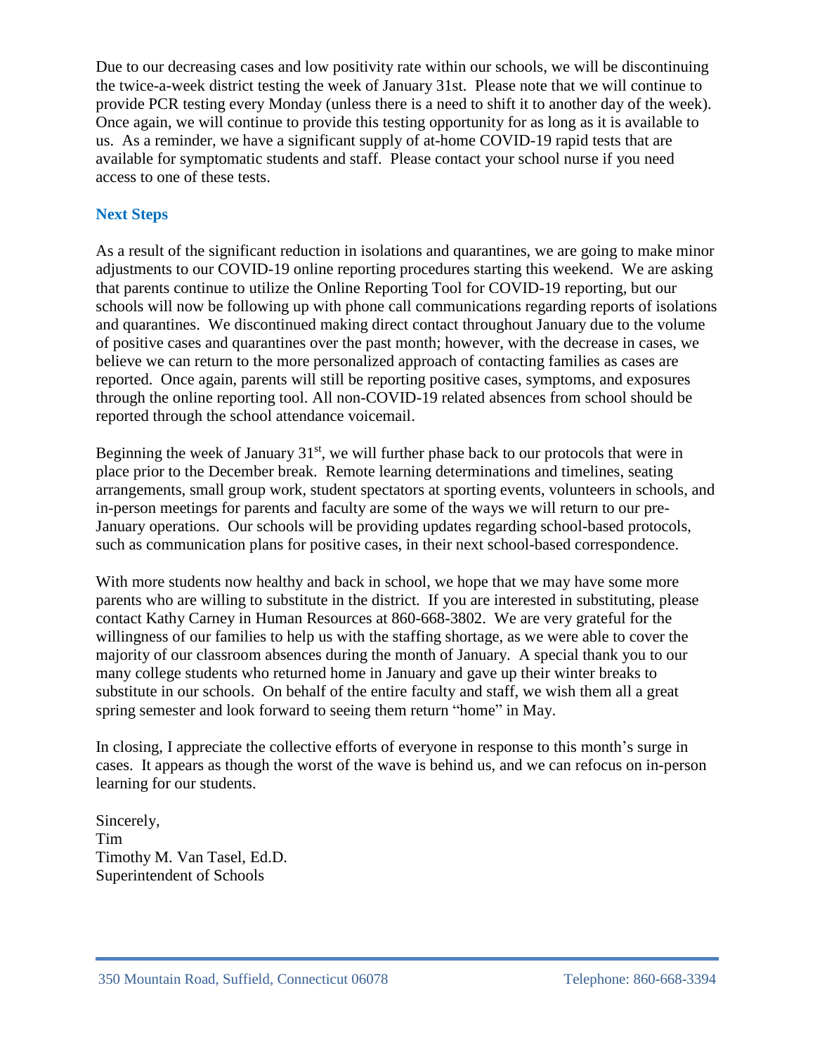Due to our decreasing cases and low positivity rate within our schools, we will be discontinuing the twice-a-week district testing the week of January 31st. Please note that we will continue to provide PCR testing every Monday (unless there is a need to shift it to another day of the week). Once again, we will continue to provide this testing opportunity for as long as it is available to us. As a reminder, we have a significant supply of at-home COVID-19 rapid tests that are available for symptomatic students and staff. Please contact your school nurse if you need access to one of these tests.

### Next Steps

As a result of the significant reduction in isolations and quarantines, we are going to make minor adjustments to our COVID-19 online reporting procedures starting this weekend. We are asking that parents continue to utilize the Online Reporting Tool for COVID-19 reporting, but our schools will now be following up with phone call communications regarding reports of isolations and quarantines. We discontinued making direct contact throughout January due to the volume of positive cases and quarantines over the past month; however, with the decrease in cases, we believe we can return to the more personalized approach of contacting families as cases are reported. Once again, parents will still be reporting positive cases, symptoms, and exposures through the online reporting tool. All non-COVID-19 related absences from school should be reported through the school attendance voicemail.

Beginning the week of January 31st, we will further phase back to our protocols that were in place prior to the December break. Remote learning determinations and timelines, seating arrangements, small group work, student spectators at sporting events, volunteers in schools, and in-person meetings for parents and faculty are some of the ways we will return to our pre-January operations. Our schools will be providing updates regarding school-based protocols, such as communication plans for positive cases, in their next school-based correspondence.

With more students now healthy and back in school, we hope that we may have some more parents who are willing to substitute in the district. If you are interested in substituting, please contact Kathy Carney in Human Resources at 860-668-3802. We are very grateful for the willingness of our families to help us with the staffing shortage, as we were able to cover the majority of our classroom absences during the month of January. A special thank you to our many college students who returned home in January and gave up their winter breaks to substitute in our schools. On behalf of the entire faculty and staff, we wish them all a great spring semester and look forward to seeing them return "home" in May.

In closing, I appreciate the collective efforts of everyone in response to this month's surge in cases. It appears as though the worst of the wave is behind us, and we can refocus on in-person learning for our students.

Sincerely,
Tim
Timothy M. Van Tasel, Ed.D.
Superintendent of Schools